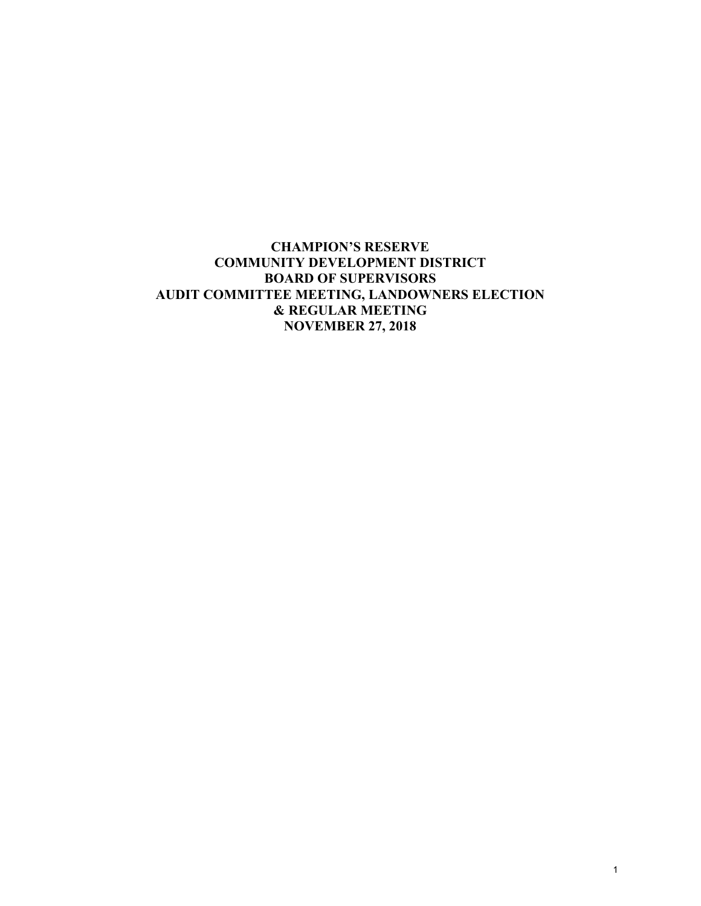**CHAMPION'S RESERVE**
**COMMUNITY DEVELOPMENT DISTRICT**
**BOARD OF SUPERVISORS**
**AUDIT COMMITTEE MEETING, LANDOWNERS ELECTION**
**& REGULAR MEETING**
**NOVEMBER 27, 2018**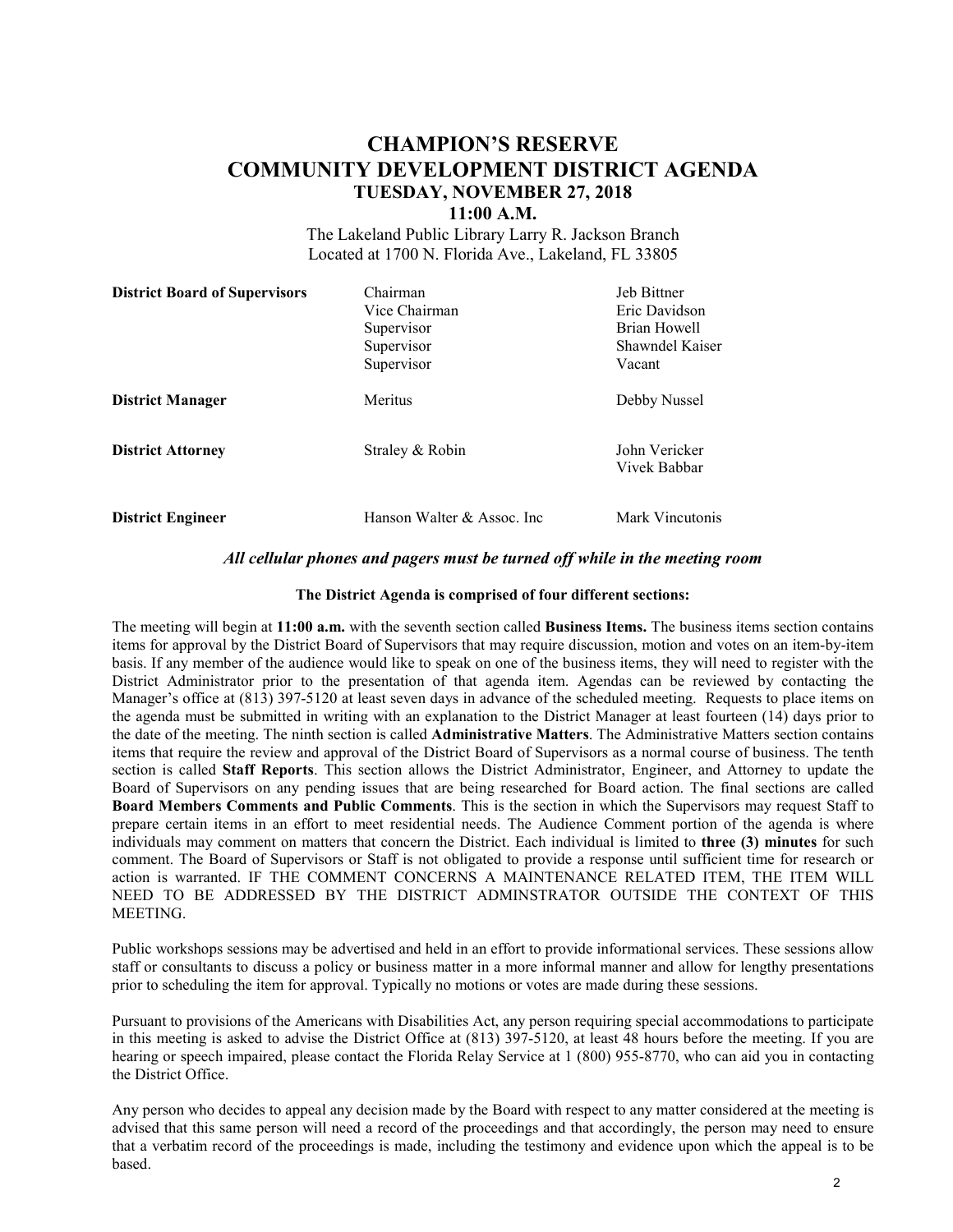# CHAMPION'S RESERVE
# COMMUNITY DEVELOPMENT DISTRICT AGENDA
## TUESDAY, NOVEMBER 27, 2018
## 11:00 A.M.

The Lakeland Public Library Larry R. Jackson Branch
Located at 1700 N. Florida Ave., Lakeland, FL 33805

| | | |
|---|---|---|
| **District Board of Supervisors** | Chairman | Jeb Bittner |
| | Vice Chairman | Eric Davidson |
| | Supervisor | Brian Howell |
| | Supervisor | Shawndel Kaiser |
| | Supervisor | Vacant |
| **District Manager** | Meritus | Debby Nussel |
| **District Attorney** | Straley & Robin | John Vericker<br>Vivek Babbar |
| **District Engineer** | Hanson Walter & Assoc. Inc | Mark Vincutonis |

***All cellular phones and pagers must be turned off while in the meeting room***

**The District Agenda is comprised of four different sections:**

The meeting will begin at **11:00 a.m.** with the seventh section called **Business Items.** The business items section contains items for approval by the District Board of Supervisors that may require discussion, motion and votes on an item-by-item basis. If any member of the audience would like to speak on one of the business items, they will need to register with the District Administrator prior to the presentation of that agenda item. Agendas can be reviewed by contacting the Manager's office at (813) 397-5120 at least seven days in advance of the scheduled meeting. Requests to place items on the agenda must be submitted in writing with an explanation to the District Manager at least fourteen (14) days prior to the date of the meeting. The ninth section is called **Administrative Matters**. The Administrative Matters section contains items that require the review and approval of the District Board of Supervisors as a normal course of business. The tenth section is called **Staff Reports**. This section allows the District Administrator, Engineer, and Attorney to update the Board of Supervisors on any pending issues that are being researched for Board action. The final sections are called **Board Members Comments and Public Comments**. This is the section in which the Supervisors may request Staff to prepare certain items in an effort to meet residential needs. The Audience Comment portion of the agenda is where individuals may comment on matters that concern the District. Each individual is limited to **three (3) minutes** for such comment. The Board of Supervisors or Staff is not obligated to provide a response until sufficient time for research or action is warranted. IF THE COMMENT CONCERNS A MAINTENANCE RELATED ITEM, THE ITEM WILL NEED TO BE ADDRESSED BY THE DISTRICT ADMINSTRATOR OUTSIDE THE CONTEXT OF THIS MEETING.

Public workshops sessions may be advertised and held in an effort to provide informational services. These sessions allow staff or consultants to discuss a policy or business matter in a more informal manner and allow for lengthy presentations prior to scheduling the item for approval. Typically no motions or votes are made during these sessions.

Pursuant to provisions of the Americans with Disabilities Act, any person requiring special accommodations to participate in this meeting is asked to advise the District Office at (813) 397-5120, at least 48 hours before the meeting. If you are hearing or speech impaired, please contact the Florida Relay Service at 1 (800) 955-8770, who can aid you in contacting the District Office.

Any person who decides to appeal any decision made by the Board with respect to any matter considered at the meeting is advised that this same person will need a record of the proceedings and that accordingly, the person may need to ensure that a verbatim record of the proceedings is made, including the testimony and evidence upon which the appeal is to be based.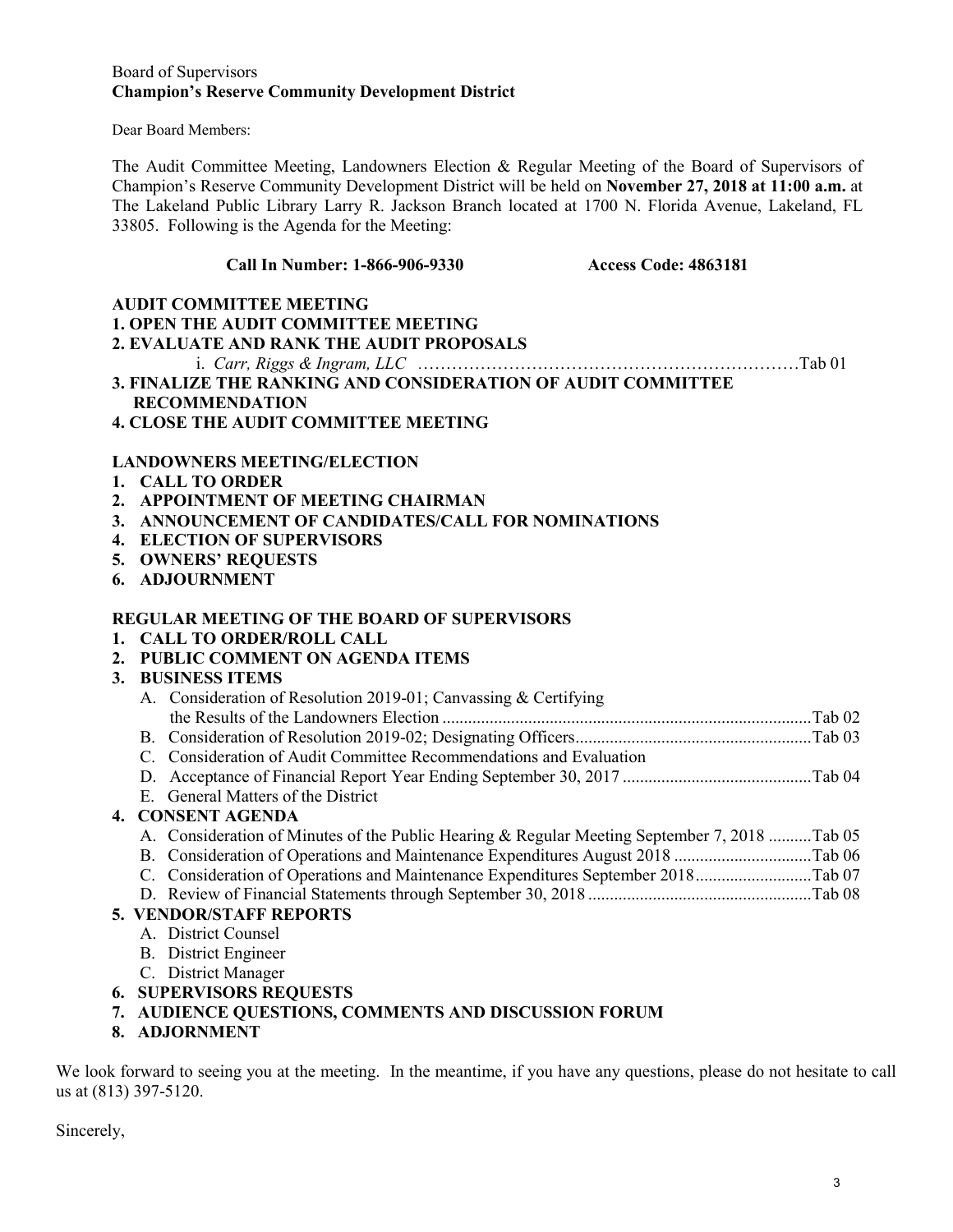Board of Supervisors
**Champion's Reserve Community Development District**

Dear Board Members:

The Audit Committee Meeting, Landowners Election & Regular Meeting of the Board of Supervisors of Champion's Reserve Community Development District will be held on **November 27, 2018 at 11:00 a.m.** at The Lakeland Public Library Larry R. Jackson Branch located at 1700 N. Florida Avenue, Lakeland, FL 33805. Following is the Agenda for the Meeting:

**Call In Number: 1-866-906-9330 Access Code: 4863181**

**AUDIT COMMITTEE MEETING**

**1. OPEN THE AUDIT COMMITTEE MEETING**

**2. EVALUATE AND RANK THE AUDIT PROPOSALS**

i. *Carr, Riggs & Ingram, LLC* ………………………………………………………… Tab 01

**3. FINALIZE THE RANKING AND CONSIDERATION OF AUDIT COMMITTEE RECOMMENDATION**

**4. CLOSE THE AUDIT COMMITTEE MEETING**

**LANDOWNERS MEETING/ELECTION**

1. **CALL TO ORDER**
2. **APPOINTMENT OF MEETING CHAIRMAN**
3. **ANNOUNCEMENT OF CANDIDATES/CALL FOR NOMINATIONS**
4. **ELECTION OF SUPERVISORS**
5. **OWNERS' REQUESTS**
6. **ADJOURNMENT**

**REGULAR MEETING OF THE BOARD OF SUPERVISORS**

1. **CALL TO ORDER/ROLL CALL**
2. **PUBLIC COMMENT ON AGENDA ITEMS**
3. **BUSINESS ITEMS**
   - A. Consideration of Resolution 2019-01; Canvassing & Certifying the Results of the Landowners Election ........................................................ Tab 02
   - B. Consideration of Resolution 2019-02; Designating Officers ........................................ Tab 03
   - C. Consideration of Audit Committee Recommendations and Evaluation
   - D. Acceptance of Financial Report Year Ending September 30, 2017 .............................. Tab 04
   - E. General Matters of the District
4. **CONSENT AGENDA**
   - A. Consideration of Minutes of the Public Hearing & Regular Meeting September 7, 2018 .......... Tab 05
   - B. Consideration of Operations and Maintenance Expenditures August 2018 ........................ Tab 06
   - C. Consideration of Operations and Maintenance Expenditures September 2018 .................... Tab 07
   - D. Review of Financial Statements through September 30, 2018 ........................................ Tab 08
5. **VENDOR/STAFF REPORTS**
   - A. District Counsel
   - B. District Engineer
   - C. District Manager
6. **SUPERVISORS REQUESTS**
7. **AUDIENCE QUESTIONS, COMMENTS AND DISCUSSION FORUM**
8. **ADJORNMENT**

We look forward to seeing you at the meeting. In the meantime, if you have any questions, please do not hesitate to call us at (813) 397-5120.

Sincerely,